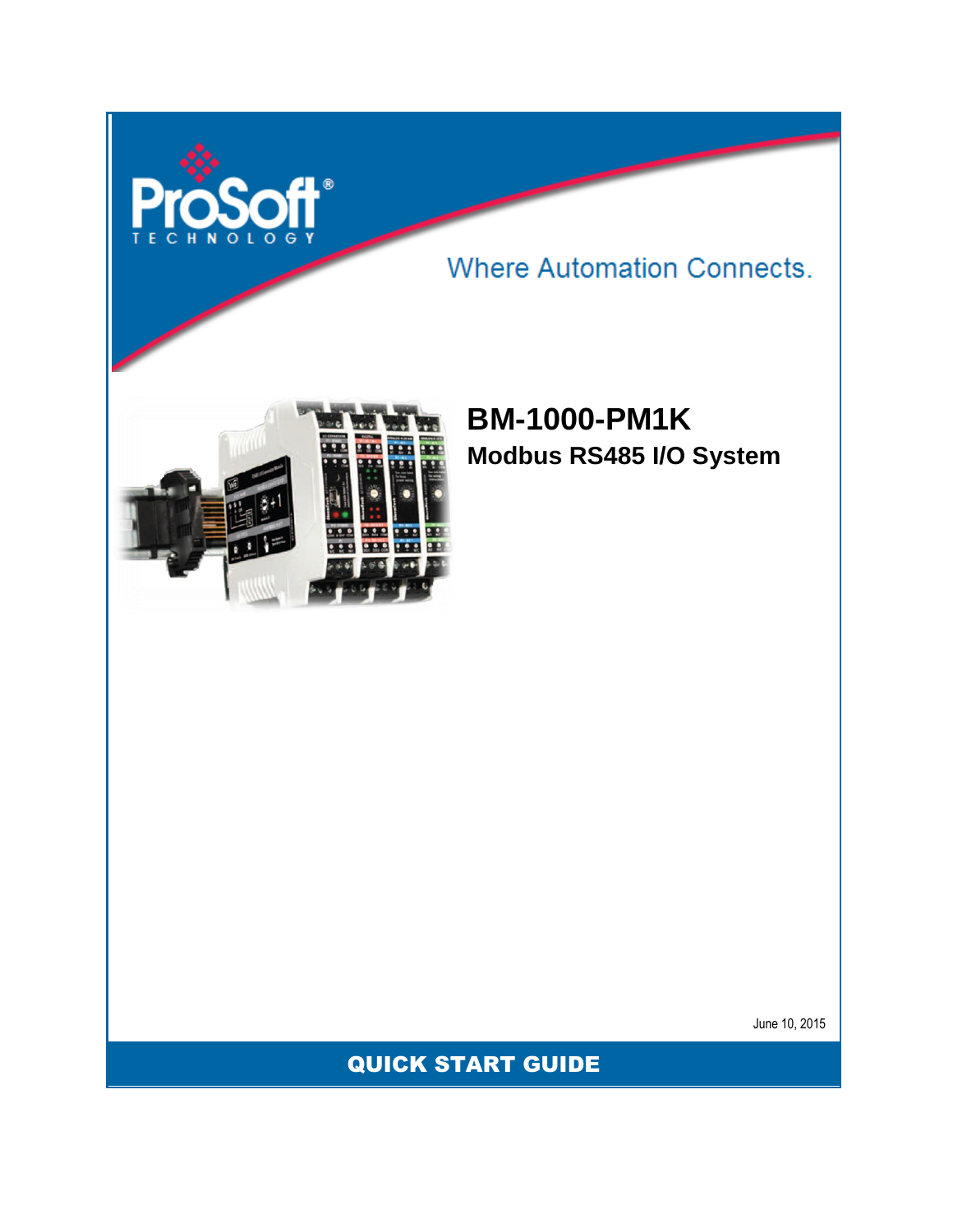ProSoft® TECHNOLOGY

Where Automation Connects.

# BM-1000-PM1K

## Modbus RS485 I/O System

June 10, 2015

QUICK START GUIDE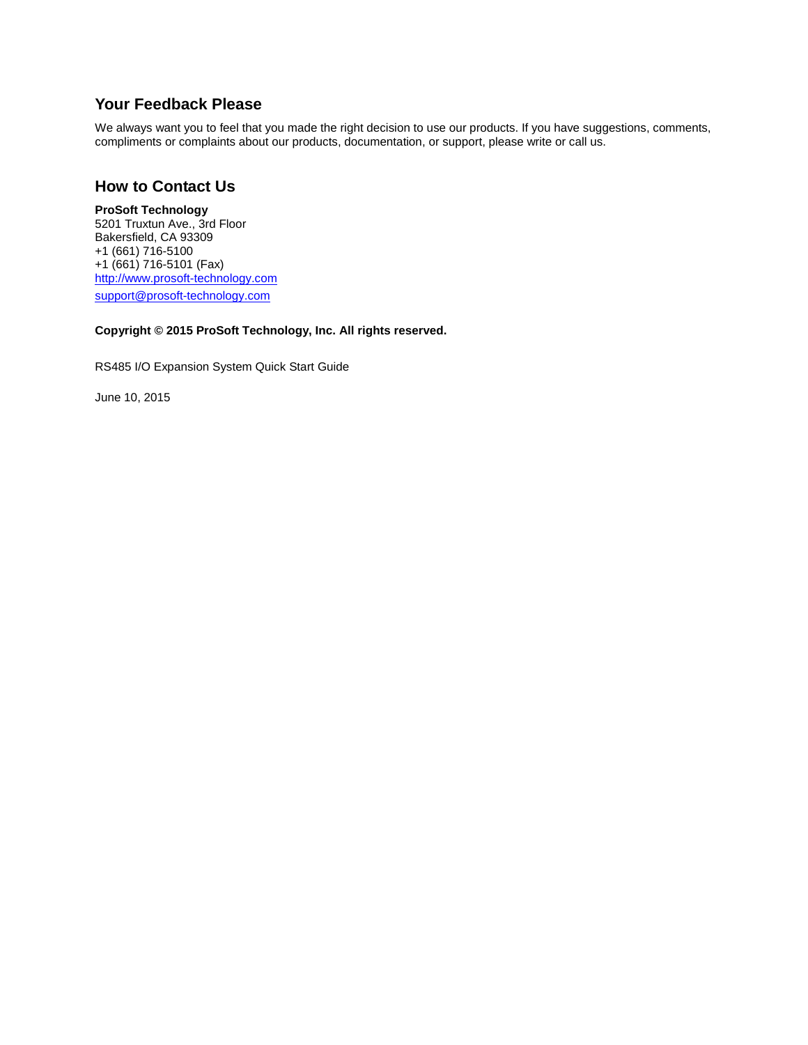## Your Feedback Please

We always want you to feel that you made the right decision to use our products. If you have suggestions, comments, compliments or complaints about our products, documentation, or support, please write or call us.

## How to Contact Us

**ProSoft Technology**
5201 Truxtun Ave., 3rd Floor
Bakersfield, CA 93309
+1 (661) 716-5100
+1 (661) 716-5101 (Fax)
http://www.prosoft-technology.com
support@prosoft-technology.com

**Copyright © 2015 ProSoft Technology, Inc. All rights reserved.**

RS485 I/O Expansion System Quick Start Guide

June 10, 2015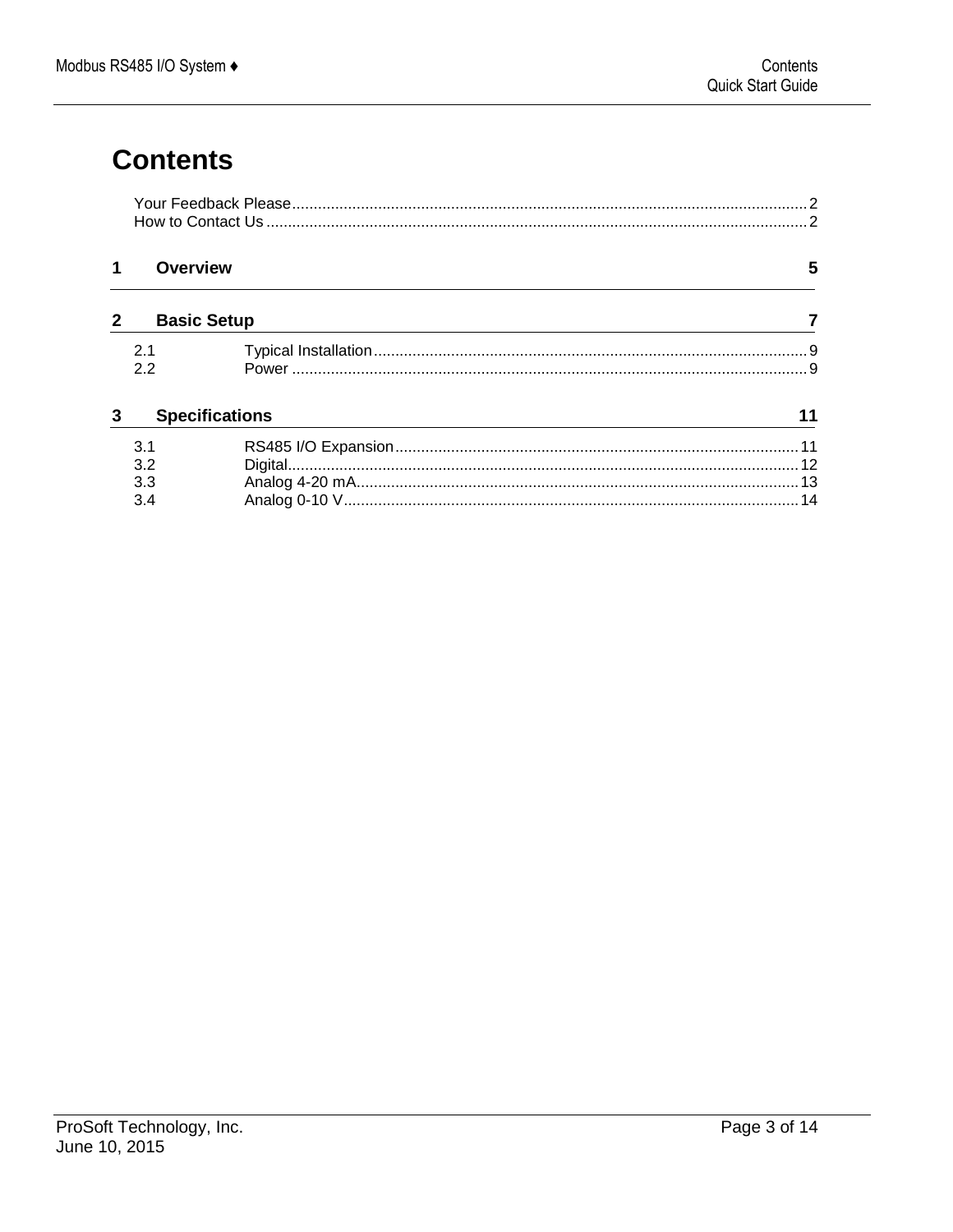# Contents

Your Feedback Please ........................................................................................................ 2
How to Contact Us ............................................................................................................ 2

**1 Overview** **5**

**2 Basic Setup** **7**

2.1 Typical Installation ........................................................................................ 9
2.2 Power ............................................................................................................ 9

**3 Specifications** **11**

3.1 RS485 I/O Expansion ................................................................................. 11
3.2 Digital .......................................................................................................... 12
3.3 Analog 4-20 mA .......................................................................................... 13
3.4 Analog 0-10 V ............................................................................................. 14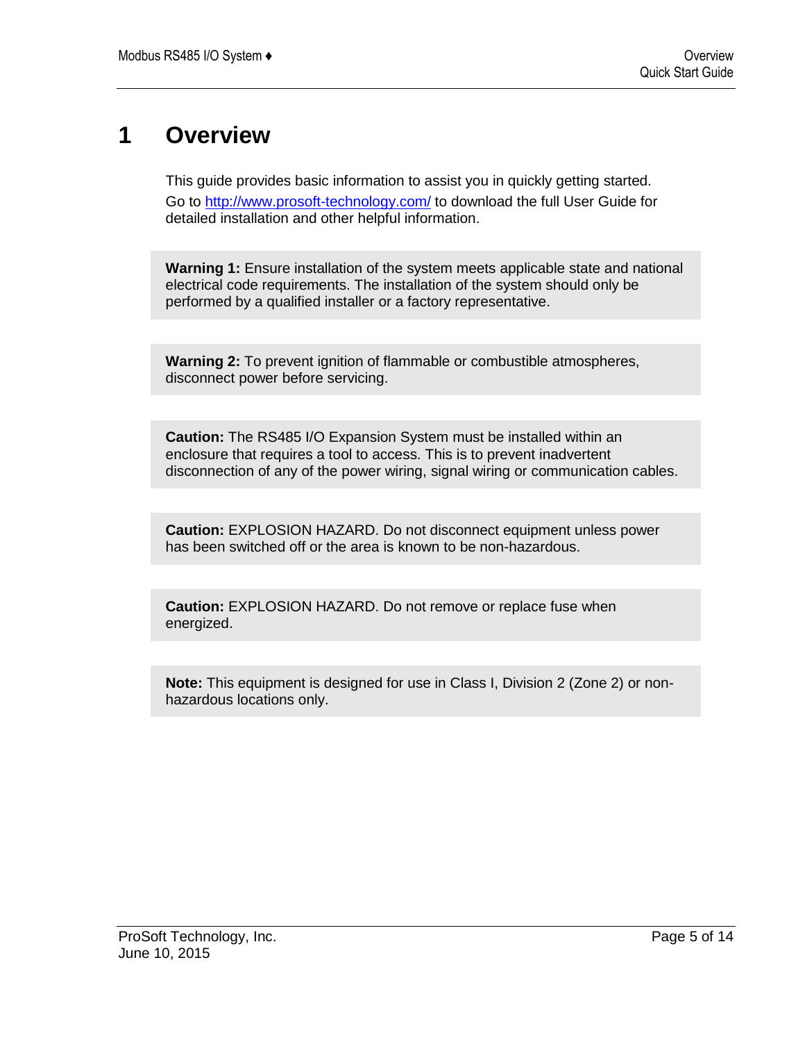# 1 Overview

This guide provides basic information to assist you in quickly getting started.
Go to http://www.prosoft-technology.com/ to download the full User Guide for detailed installation and other helpful information.

**Warning 1:** Ensure installation of the system meets applicable state and national electrical code requirements. The installation of the system should only be performed by a qualified installer or a factory representative.

**Warning 2:** To prevent ignition of flammable or combustible atmospheres, disconnect power before servicing.

**Caution:** The RS485 I/O Expansion System must be installed within an enclosure that requires a tool to access. This is to prevent inadvertent disconnection of any of the power wiring, signal wiring or communication cables.

**Caution:** EXPLOSION HAZARD. Do not disconnect equipment unless power has been switched off or the area is known to be non-hazardous.

**Caution:** EXPLOSION HAZARD. Do not remove or replace fuse when energized.

**Note:** This equipment is designed for use in Class I, Division 2 (Zone 2) or non-hazardous locations only.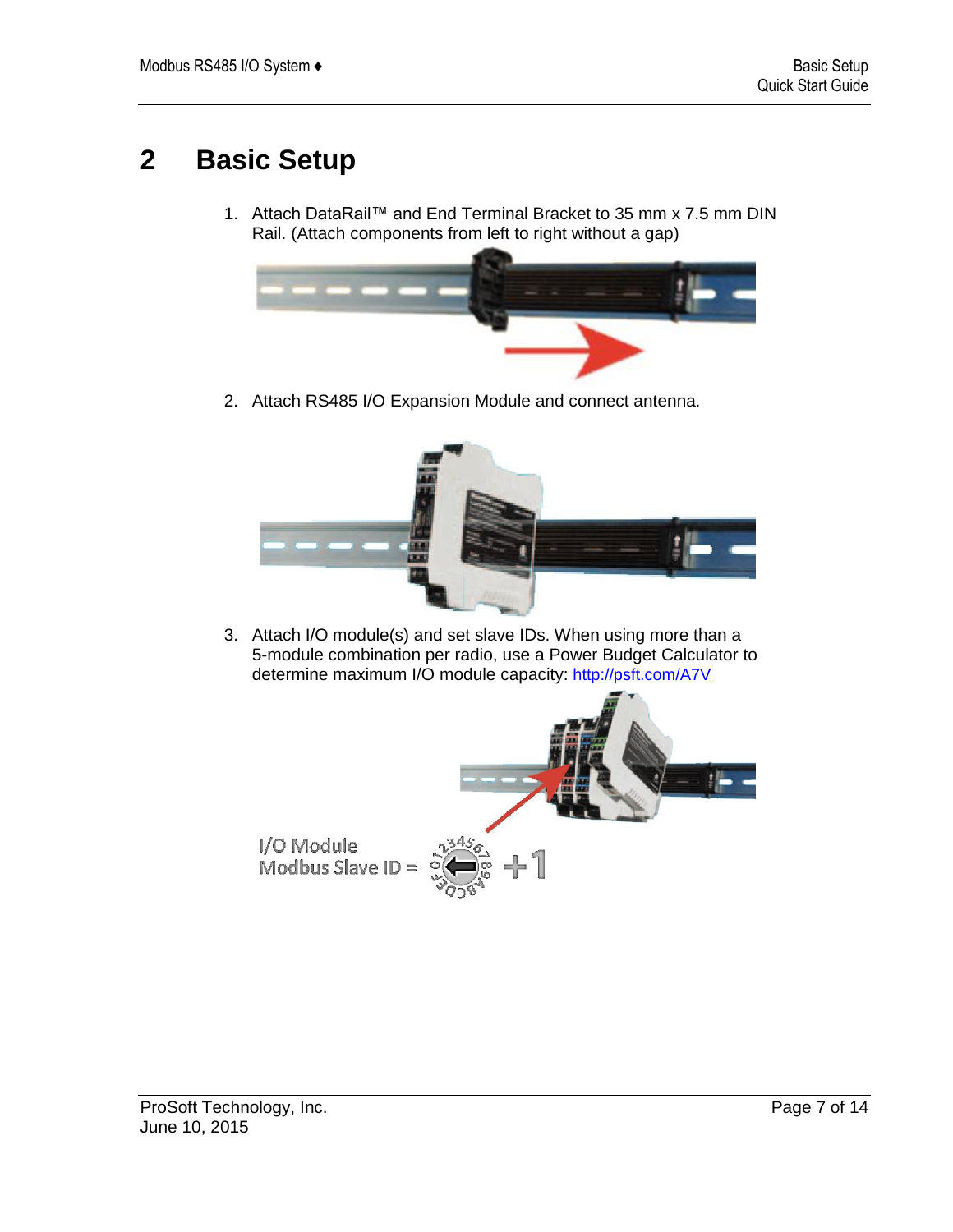# 2 Basic Setup

1. Attach DataRail™ and End Terminal Bracket to 35 mm x 7.5 mm DIN Rail. (Attach components from left to right without a gap)

2. Attach RS485 I/O Expansion Module and connect antenna.

3. Attach I/O module(s) and set slave IDs. When using more than a 5-module combination per radio, use a Power Budget Calculator to determine maximum I/O module capacity: http://psft.com/A7V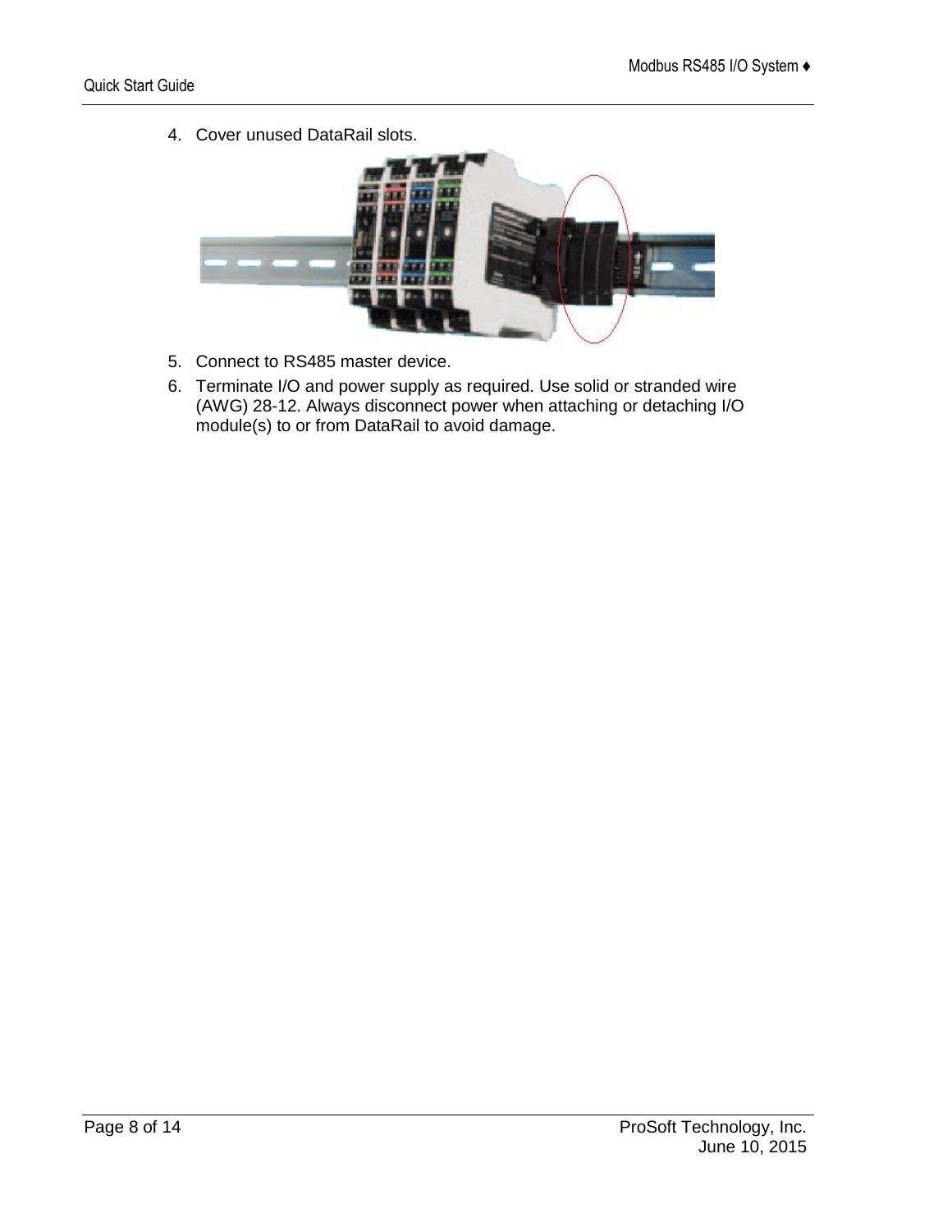4. Cover unused DataRail slots.

5. Connect to RS485 master device.
6. Terminate I/O and power supply as required. Use solid or stranded wire (AWG) 28-12. Always disconnect power when attaching or detaching I/O module(s) to or from DataRail to avoid damage.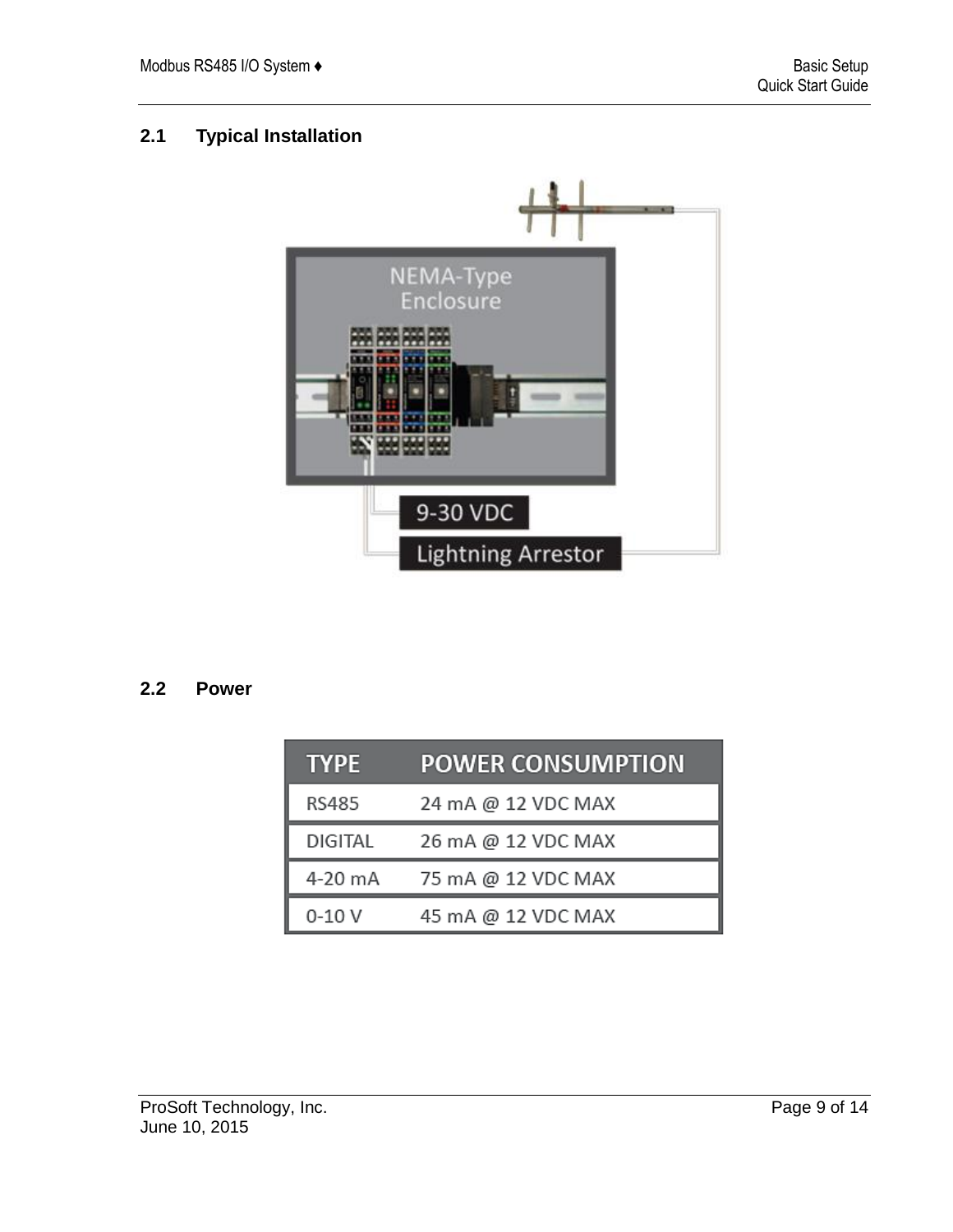## 2.1 Typical Installation

## 2.2 Power

| TYPE | POWER CONSUMPTION |
|---|---|
| RS485 | 24 mA @ 12 VDC MAX |
| DIGITAL | 26 mA @ 12 VDC MAX |
| 4-20 mA | 75 mA @ 12 VDC MAX |
| 0-10 V | 45 mA @ 12 VDC MAX |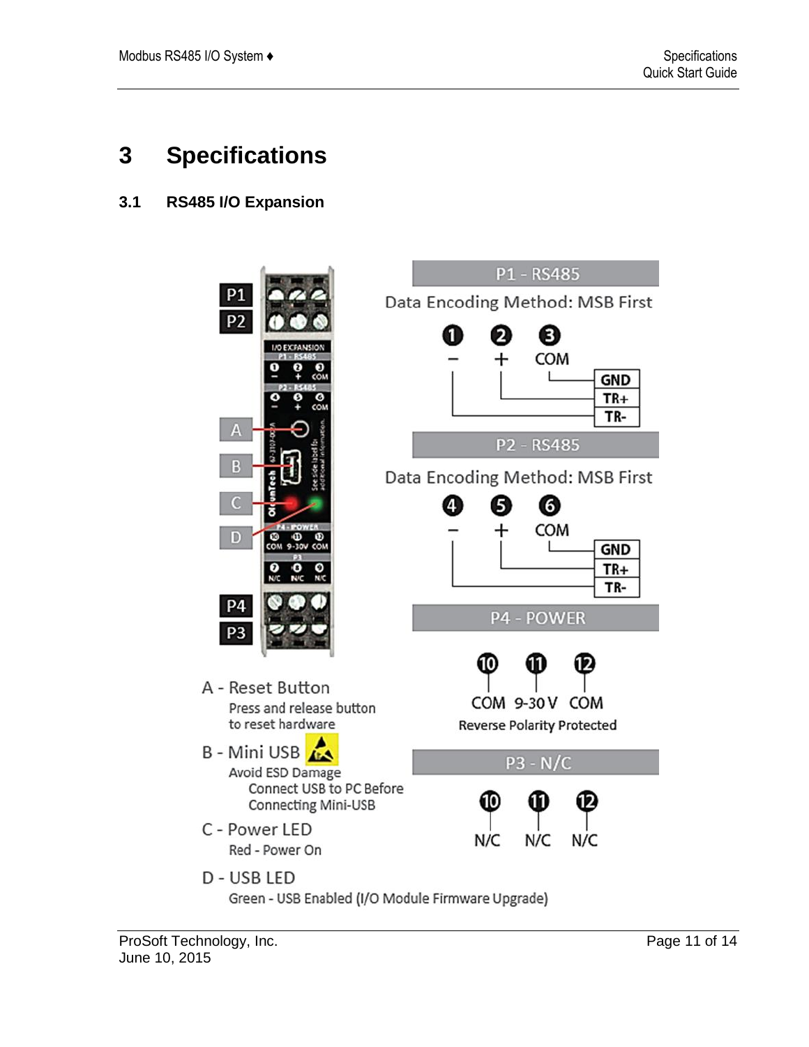# 3 Specifications

## 3.1 RS485 I/O Expansion

**P1 - RS485**

Data Encoding Method: MSB First

| Pin | 1 | 2 | 3 |
|---|---|---|---|
| Signal | − | + | COM |
| Connects to | TR- | TR+ | GND |

**P2 - RS485**

Data Encoding Method: MSB First

| Pin | 4 | 5 | 6 |
|---|---|---|---|
| Signal | − | + | COM |
| Connects to | TR- | TR+ | GND |

**P4 - POWER**

| Pin | 10 | 11 | 12 |
|---|---|---|---|
| Signal | COM | 9-30 V | COM |

Reverse Polarity Protected

**P3 - N/C**

| Pin | 10 | 11 | 12 |
|---|---|---|---|
| Signal | N/C | N/C | N/C |

**A - Reset Button**
Press and release button to reset hardware

**B - Mini USB**
Avoid ESD Damage
Connect USB to PC Before Connecting Mini-USB

**C - Power LED**
Red - Power On

**D - USB LED**
Green - USB Enabled (I/O Module Firmware Upgrade)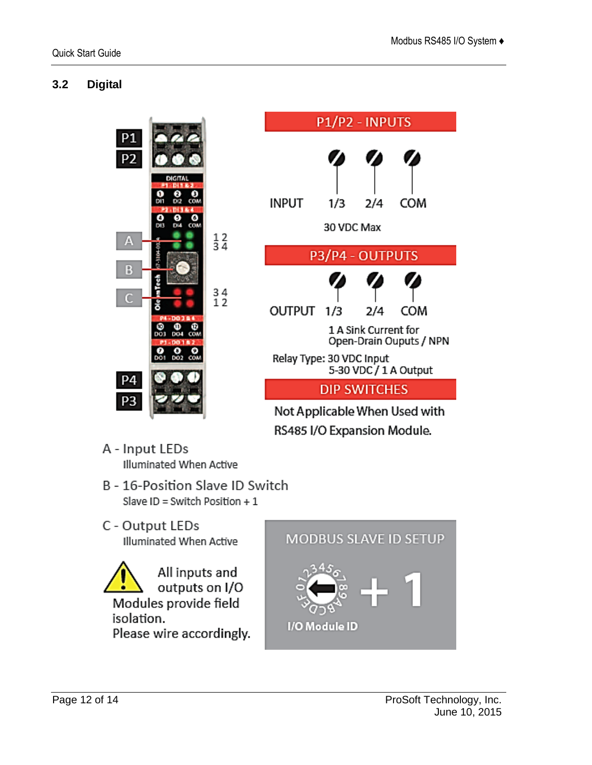## 3.2 Digital

P1
P2

DIGITAL

P1 - DI1 & 2
DI1 DI2 COM

P2 - DI3 & 4
DI3 DI4 COM

A
B
C

1 2
3 4

3 4
1 2

P4 - DO3 & 4
DO3 DO4 COM

P3 - DO1 & 2
DO1 DO2 COM

P4
P3

**P1/P2 - INPUTS**

INPUT 1/3 2/4 COM

30 VDC Max

**P3/P4 - OUTPUTS**

OUTPUT 1/3 2/4 COM

1 A Sink Current for
Open-Drain Ouputs / NPN

Relay Type: 30 VDC Input
5-30 VDC / 1 A Output

**DIP SWITCHES**

Not Applicable When Used with
RS485 I/O Expansion Module.

A - Input LEDs
Illuminated When Active

B - 16-Position Slave ID Switch
Slave ID = Switch Position + 1

C - Output LEDs
Illuminated When Active

⚠ All inputs and outputs on I/O Modules provide field isolation.
Please wire accordingly.

**MODBUS SLAVE ID SETUP**

+ 1

I/O Module ID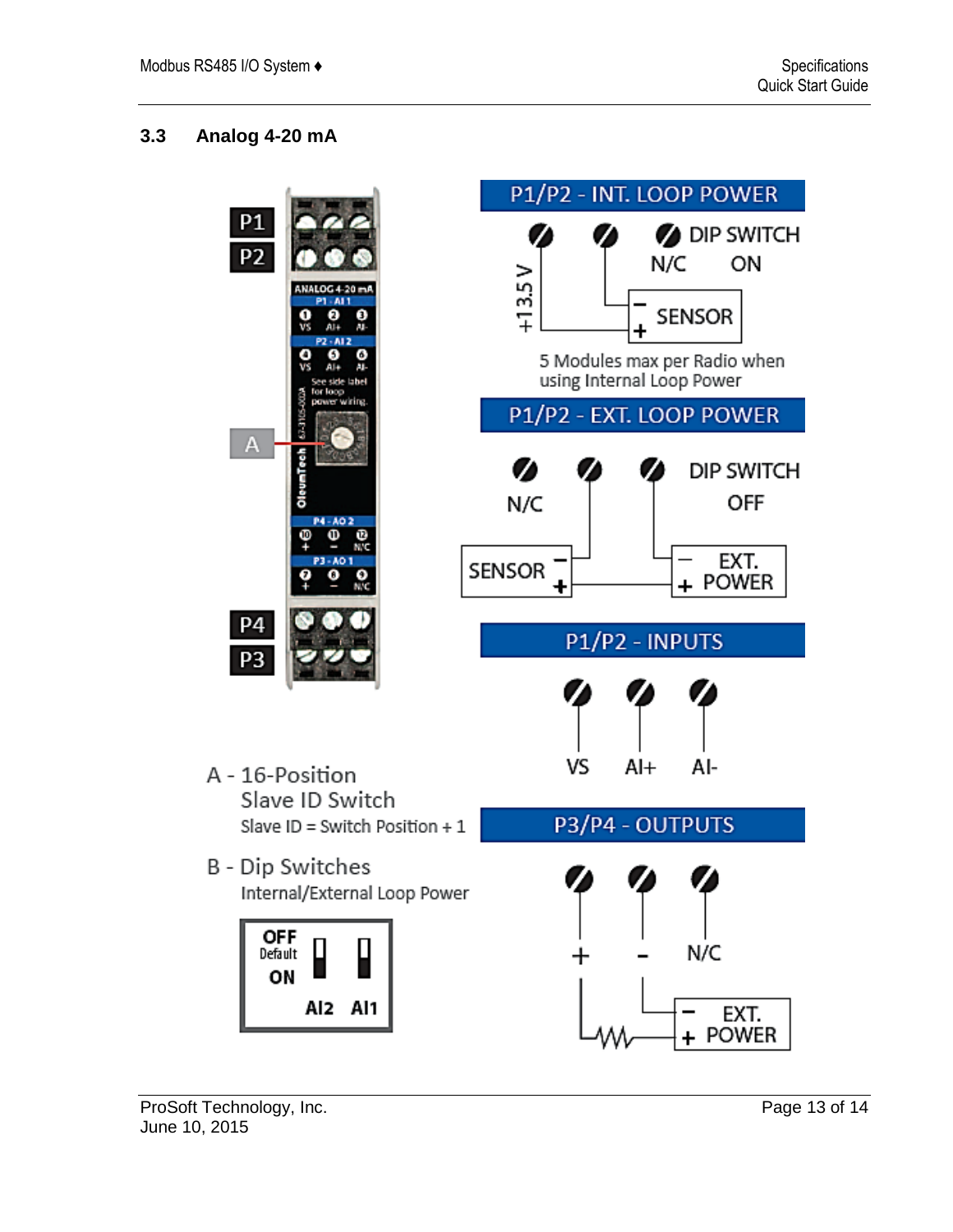## 3.3 Analog 4-20 mA

P1/P2 - INT. LOOP POWER

DIP SWITCH ON

N/C

+13.5 V

SENSOR

5 Modules max per Radio when using Internal Loop Power

P1/P2 - EXT. LOOP POWER

N/C

DIP SWITCH OFF

SENSOR

EXT. POWER

P1/P2 - INPUTS

VS AI+ AI-

P3/P4 - OUTPUTS

+ - N/C

EXT. POWER

A - 16-Position Slave ID Switch
Slave ID = Switch Position + 1

B - Dip Switches
Internal/External Loop Power

OFF Default
ON
AI2 AI1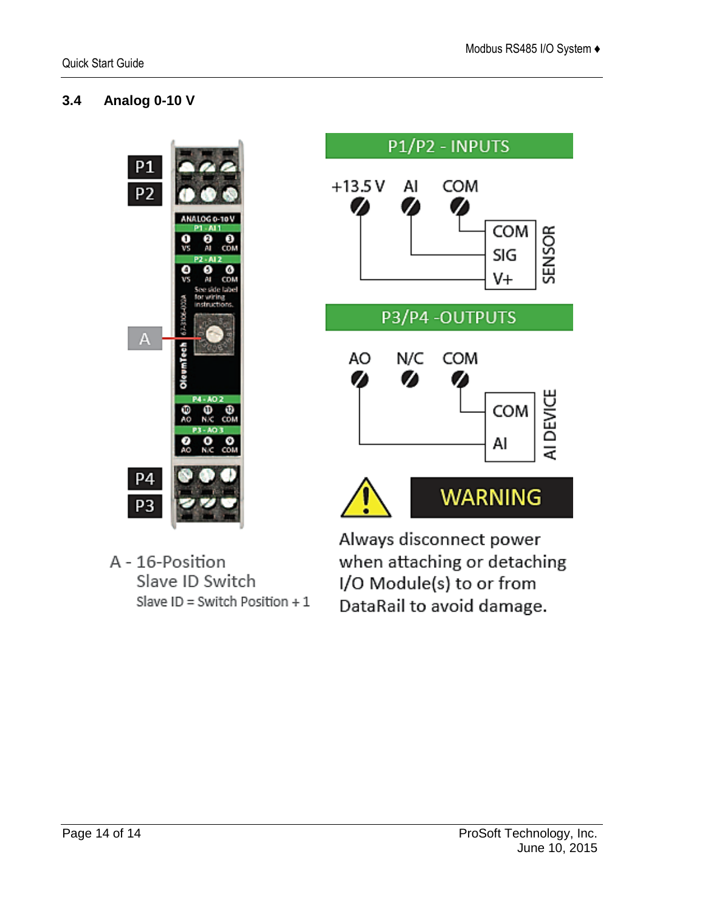## 3.4 Analog 0-10 V

P1
P2

ANALOG 0-10 V
P1 - AI 1
1 VS 2 AI 3 COM
P2 - AI 2
4 VS 5 AI 6 COM
See side label for wiring instructions.

A

P4 - AO 2
10 AO 11 N/C 12 COM
P3 - AO 3
7 AO 8 N/C 9 COM

P4
P3

A - 16-Position Slave ID Switch
Slave ID = Switch Position + 1

P1/P2 - INPUTS

+13.5 V AI COM

COM
SIG
V+
SENSOR

P3/P4 -OUTPUTS

AO N/C COM

COM
AI
AI DEVICE

WARNING

Always disconnect power when attaching or detaching I/O Module(s) to or from DataRail to avoid damage.